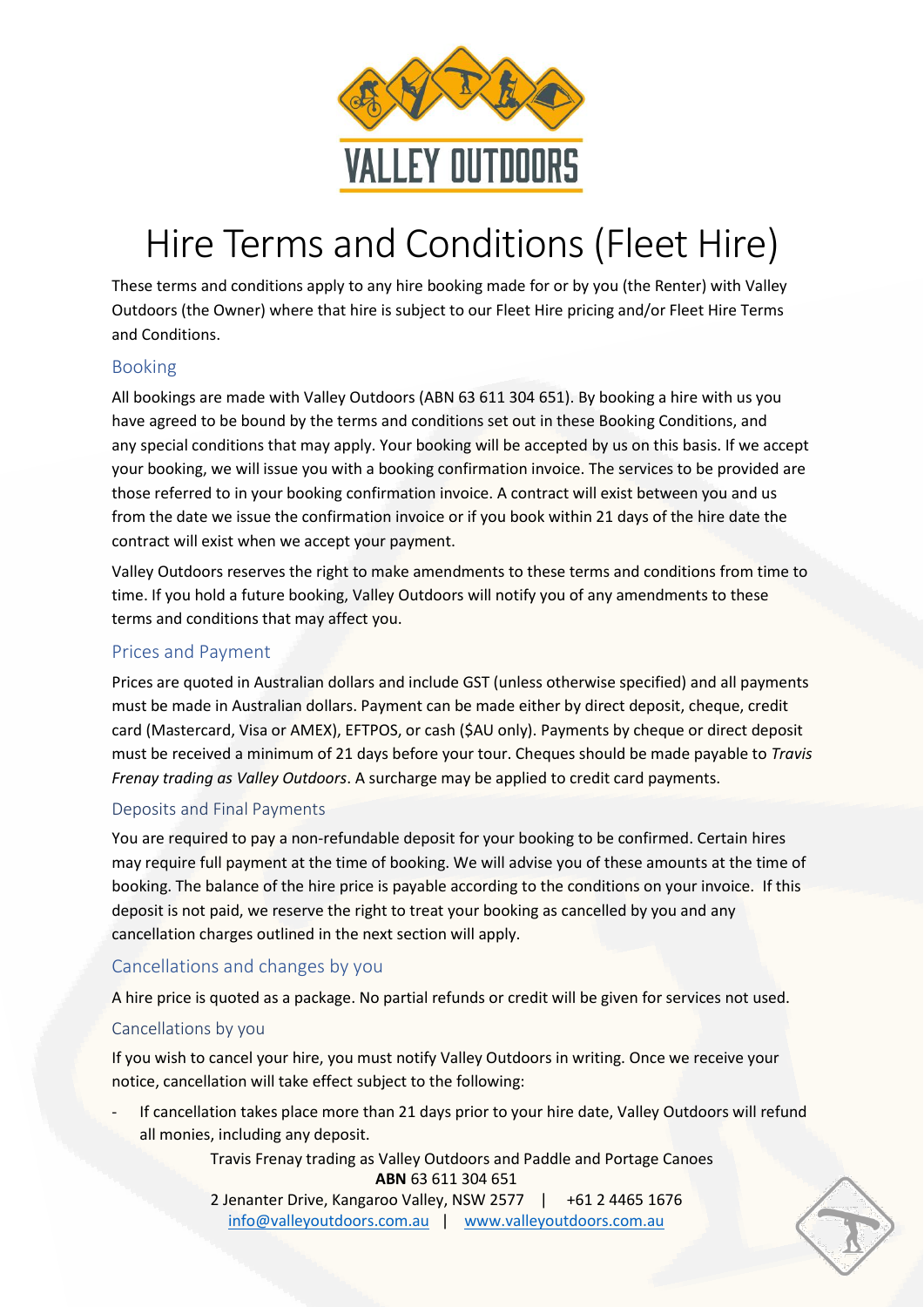# Hire Terms and Conditions (Fleet Hire)

These terms and conditions apply to any hire booking made for or by you (the Renter) with Valley Outdoors (the Owner) where that hire is subject to our Fleet Hire pricing and/or Fleet Hire Terms and Conditions.

## Booking

All bookings are made with Valley Outdoors (ABN 63 611 304 651). By booking a hire with us you have agreed to be bound by the terms and conditions set out in these Booking Conditions, and any special conditions that may apply. Your booking will be accepted by us on this basis. If we accept your booking, we will issue you with a booking confirmation invoice. The services to be provided are those referred to in your booking confirmation invoice. A contract will exist between you and us from the date we issue the confirmation invoice or if you book within 21 days of the hire date the contract will exist when we accept your payment.

Valley Outdoors reserves the right to make amendments to these terms and conditions from time to time. If you hold a future booking, Valley Outdoors will notify you of any amendments to these terms and conditions that may affect you.

## Prices and Payment

Prices are quoted in Australian dollars and include GST (unless otherwise specified) and all payments must be made in Australian dollars. Payment can be made either by direct deposit, cheque, credit card (Mastercard, Visa or AMEX), EFTPOS, or cash ($AU only). Payments by cheque or direct deposit must be received a minimum of 21 days before your tour. Cheques should be made payable to *Travis Frenay trading as Valley Outdoors*. A surcharge may be applied to credit card payments.

### Deposits and Final Payments

You are required to pay a non-refundable deposit for your booking to be confirmed. Certain hires may require full payment at the time of booking. We will advise you of these amounts at the time of booking. The balance of the hire price is payable according to the conditions on your invoice. If this deposit is not paid, we reserve the right to treat your booking as cancelled by you and any cancellation charges outlined in the next section will apply.

## Cancellations and changes by you

A hire price is quoted as a package. No partial refunds or credit will be given for services not used.

### Cancellations by you

If you wish to cancel your hire, you must notify Valley Outdoors in writing. Once we receive your notice, cancellation will take effect subject to the following:

- If cancellation takes place more than 21 days prior to your hire date, Valley Outdoors will refund all monies, including any deposit.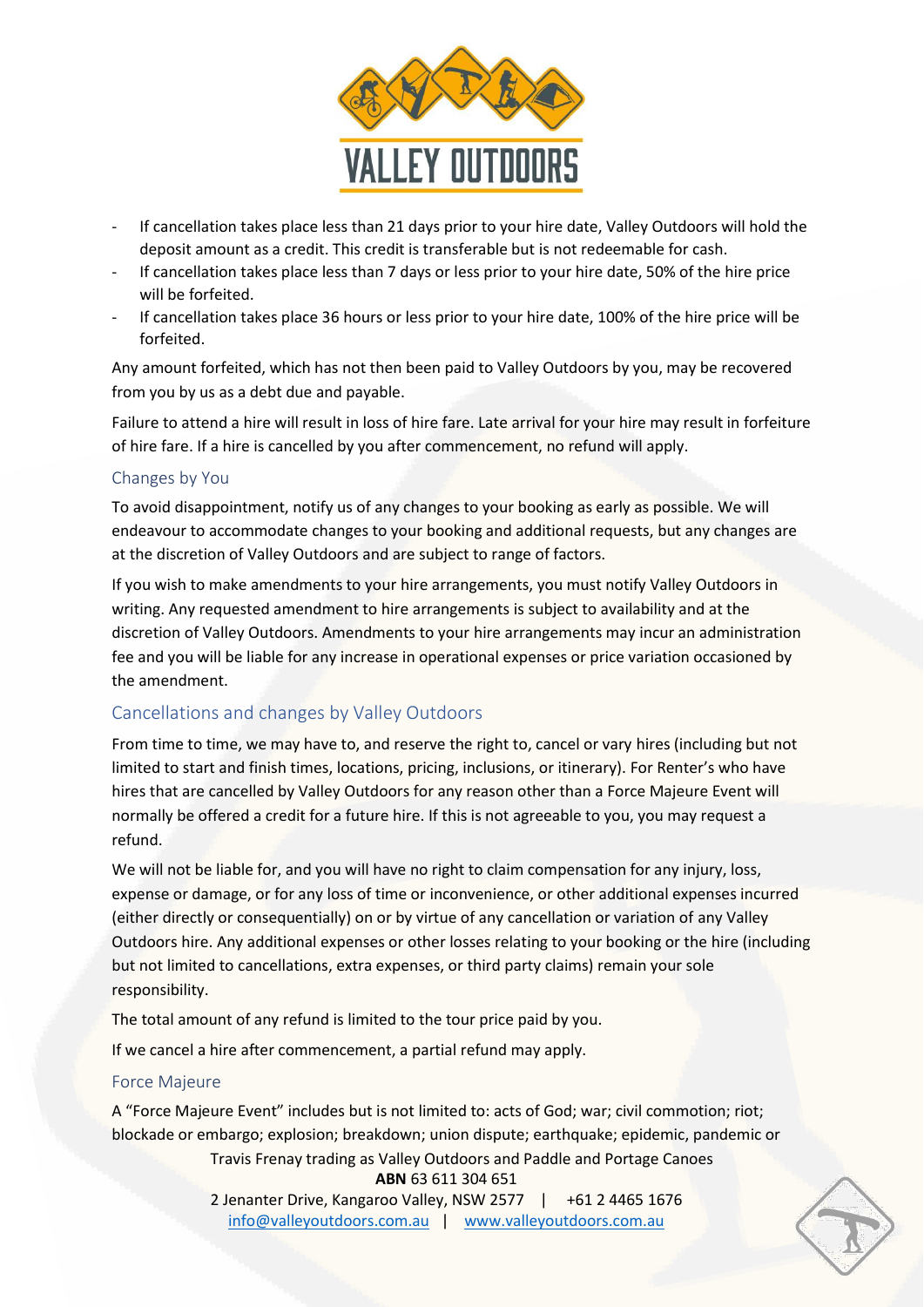- If cancellation takes place less than 21 days prior to your hire date, Valley Outdoors will hold the deposit amount as a credit. This credit is transferable but is not redeemable for cash.
- If cancellation takes place less than 7 days or less prior to your hire date, 50% of the hire price will be forfeited.
- If cancellation takes place 36 hours or less prior to your hire date, 100% of the hire price will be forfeited.

Any amount forfeited, which has not then been paid to Valley Outdoors by you, may be recovered from you by us as a debt due and payable.

Failure to attend a hire will result in loss of hire fare. Late arrival for your hire may result in forfeiture of hire fare. If a hire is cancelled by you after commencement, no refund will apply.

### Changes by You

To avoid disappointment, notify us of any changes to your booking as early as possible. We will endeavour to accommodate changes to your booking and additional requests, but any changes are at the discretion of Valley Outdoors and are subject to range of factors.

If you wish to make amendments to your hire arrangements, you must notify Valley Outdoors in writing. Any requested amendment to hire arrangements is subject to availability and at the discretion of Valley Outdoors. Amendments to your hire arrangements may incur an administration fee and you will be liable for any increase in operational expenses or price variation occasioned by the amendment.

## Cancellations and changes by Valley Outdoors

From time to time, we may have to, and reserve the right to, cancel or vary hires (including but not limited to start and finish times, locations, pricing, inclusions, or itinerary). For Renter's who have hires that are cancelled by Valley Outdoors for any reason other than a Force Majeure Event will normally be offered a credit for a future hire. If this is not agreeable to you, you may request a refund.

We will not be liable for, and you will have no right to claim compensation for any injury, loss, expense or damage, or for any loss of time or inconvenience, or other additional expenses incurred (either directly or consequentially) on or by virtue of any cancellation or variation of any Valley Outdoors hire. Any additional expenses or other losses relating to your booking or the hire (including but not limited to cancellations, extra expenses, or third party claims) remain your sole responsibility.

The total amount of any refund is limited to the tour price paid by you.

If we cancel a hire after commencement, a partial refund may apply.

### Force Majeure

A "Force Majeure Event" includes but is not limited to: acts of God; war; civil commotion; riot; blockade or embargo; explosion; breakdown; union dispute; earthquake; epidemic, pandemic or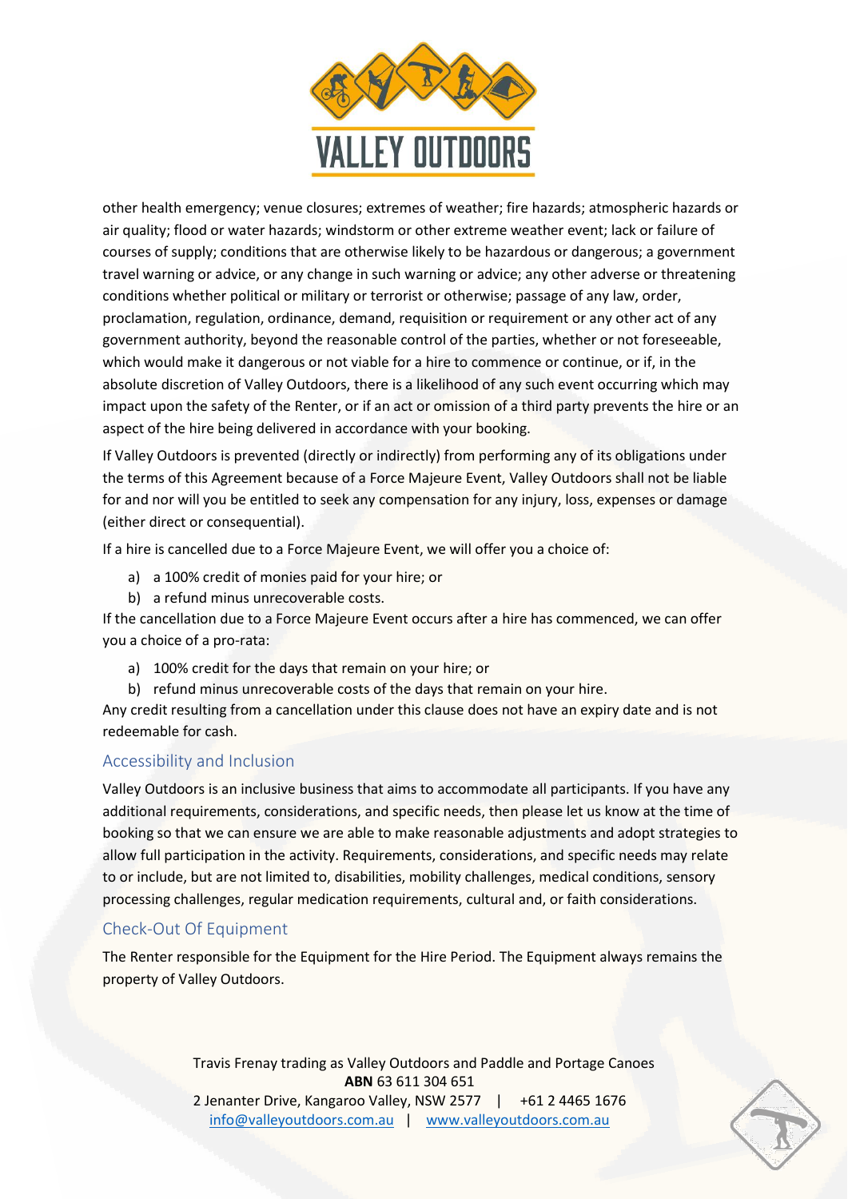other health emergency; venue closures; extremes of weather; fire hazards; atmospheric hazards or air quality; flood or water hazards; windstorm or other extreme weather event; lack or failure of courses of supply; conditions that are otherwise likely to be hazardous or dangerous; a government travel warning or advice, or any change in such warning or advice; any other adverse or threatening conditions whether political or military or terrorist or otherwise; passage of any law, order, proclamation, regulation, ordinance, demand, requisition or requirement or any other act of any government authority, beyond the reasonable control of the parties, whether or not foreseeable, which would make it dangerous or not viable for a hire to commence or continue, or if, in the absolute discretion of Valley Outdoors, there is a likelihood of any such event occurring which may impact upon the safety of the Renter, or if an act or omission of a third party prevents the hire or an aspect of the hire being delivered in accordance with your booking.

If Valley Outdoors is prevented (directly or indirectly) from performing any of its obligations under the terms of this Agreement because of a Force Majeure Event, Valley Outdoors shall not be liable for and nor will you be entitled to seek any compensation for any injury, loss, expenses or damage (either direct or consequential).

If a hire is cancelled due to a Force Majeure Event, we will offer you a choice of:

a) a 100% credit of monies paid for your hire; or
b) a refund minus unrecoverable costs.

If the cancellation due to a Force Majeure Event occurs after a hire has commenced, we can offer you a choice of a pro-rata:

a) 100% credit for the days that remain on your hire; or
b) refund minus unrecoverable costs of the days that remain on your hire.

Any credit resulting from a cancellation under this clause does not have an expiry date and is not redeemable for cash.

## Accessibility and Inclusion

Valley Outdoors is an inclusive business that aims to accommodate all participants. If you have any additional requirements, considerations, and specific needs, then please let us know at the time of booking so that we can ensure we are able to make reasonable adjustments and adopt strategies to allow full participation in the activity. Requirements, considerations, and specific needs may relate to or include, but are not limited to, disabilities, mobility challenges, medical conditions, sensory processing challenges, regular medication requirements, cultural and, or faith considerations.

## Check-Out Of Equipment

The Renter responsible for the Equipment for the Hire Period. The Equipment always remains the property of Valley Outdoors.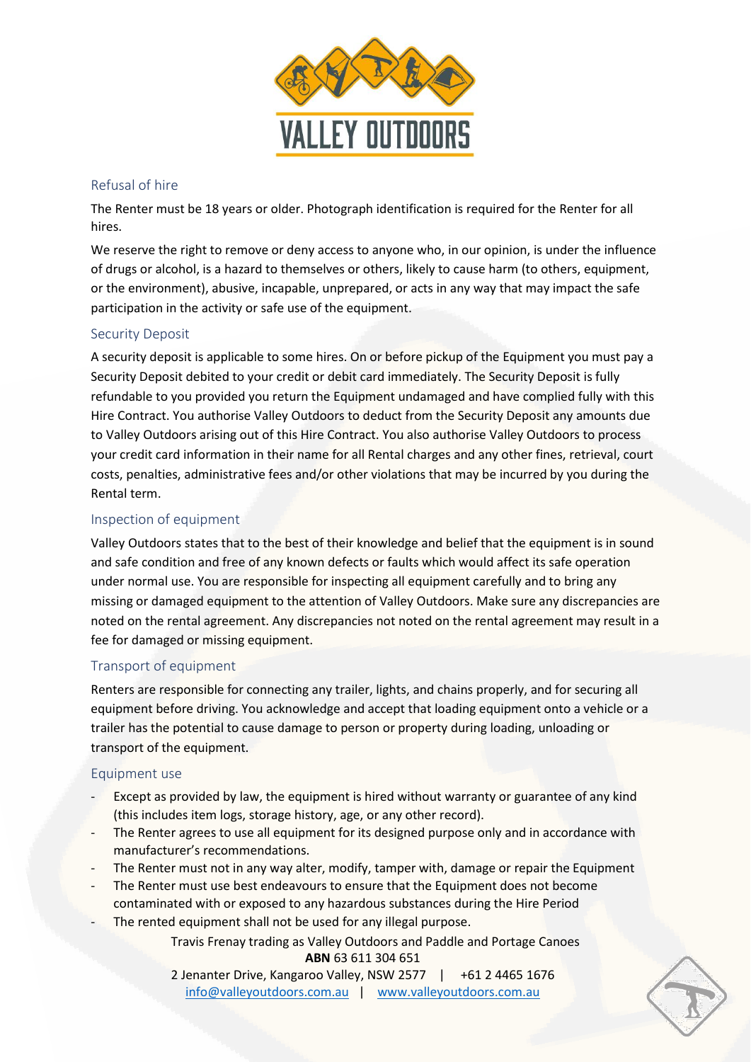## Refusal of hire

The Renter must be 18 years or older. Photograph identification is required for the Renter for all hires.

We reserve the right to remove or deny access to anyone who, in our opinion, is under the influence of drugs or alcohol, is a hazard to themselves or others, likely to cause harm (to others, equipment, or the environment), abusive, incapable, unprepared, or acts in any way that may impact the safe participation in the activity or safe use of the equipment.

## Security Deposit

A security deposit is applicable to some hires. On or before pickup of the Equipment you must pay a Security Deposit debited to your credit or debit card immediately. The Security Deposit is fully refundable to you provided you return the Equipment undamaged and have complied fully with this Hire Contract. You authorise Valley Outdoors to deduct from the Security Deposit any amounts due to Valley Outdoors arising out of this Hire Contract. You also authorise Valley Outdoors to process your credit card information in their name for all Rental charges and any other fines, retrieval, court costs, penalties, administrative fees and/or other violations that may be incurred by you during the Rental term.

## Inspection of equipment

Valley Outdoors states that to the best of their knowledge and belief that the equipment is in sound and safe condition and free of any known defects or faults which would affect its safe operation under normal use. You are responsible for inspecting all equipment carefully and to bring any missing or damaged equipment to the attention of Valley Outdoors. Make sure any discrepancies are noted on the rental agreement. Any discrepancies not noted on the rental agreement may result in a fee for damaged or missing equipment.

## Transport of equipment

Renters are responsible for connecting any trailer, lights, and chains properly, and for securing all equipment before driving. You acknowledge and accept that loading equipment onto a vehicle or a trailer has the potential to cause damage to person or property during loading, unloading or transport of the equipment.

## Equipment use

- Except as provided by law, the equipment is hired without warranty or guarantee of any kind (this includes item logs, storage history, age, or any other record).
- The Renter agrees to use all equipment for its designed purpose only and in accordance with manufacturer's recommendations.
- The Renter must not in any way alter, modify, tamper with, damage or repair the Equipment
- The Renter must use best endeavours to ensure that the Equipment does not become contaminated with or exposed to any hazardous substances during the Hire Period
- The rented equipment shall not be used for any illegal purpose.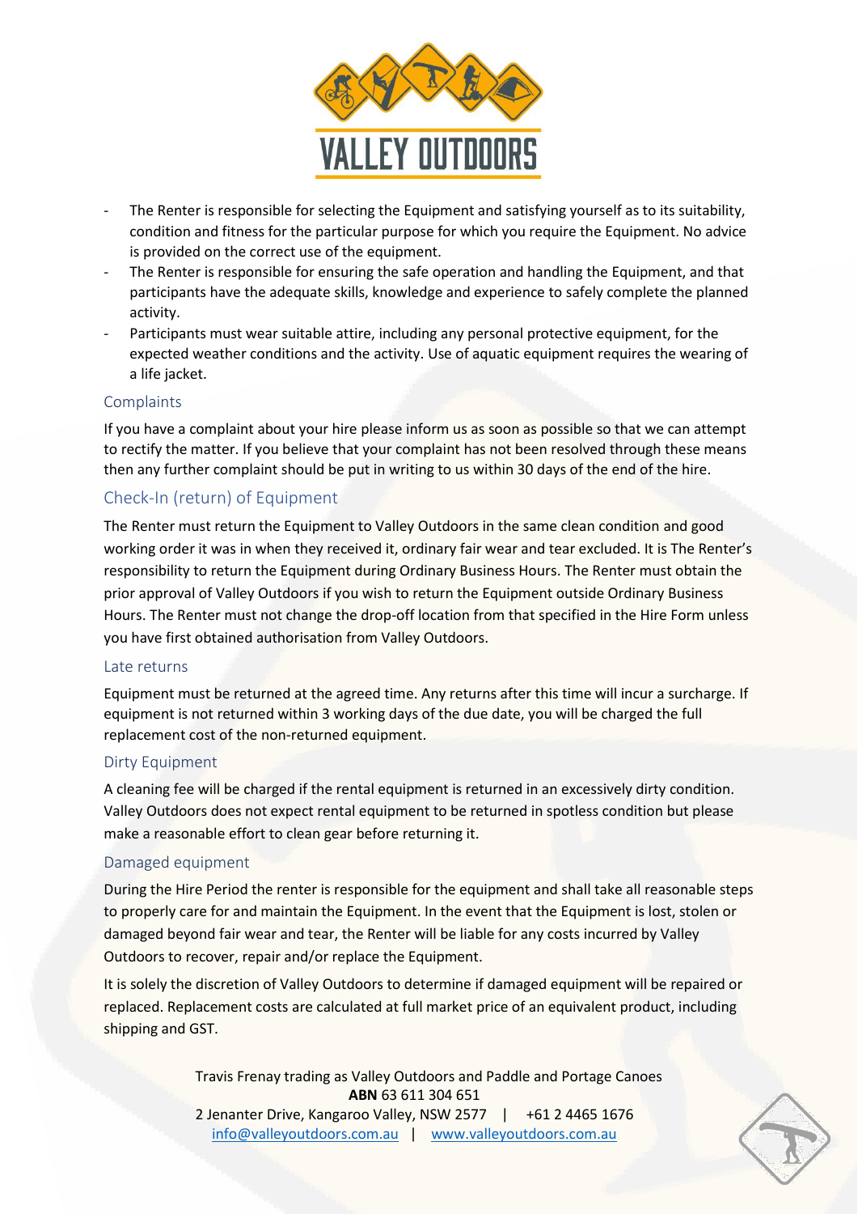- The Renter is responsible for selecting the Equipment and satisfying yourself as to its suitability, condition and fitness for the particular purpose for which you require the Equipment. No advice is provided on the correct use of the equipment.
- The Renter is responsible for ensuring the safe operation and handling the Equipment, and that participants have the adequate skills, knowledge and experience to safely complete the planned activity.
- Participants must wear suitable attire, including any personal protective equipment, for the expected weather conditions and the activity. Use of aquatic equipment requires the wearing of a life jacket.

### Complaints

If you have a complaint about your hire please inform us as soon as possible so that we can attempt to rectify the matter. If you believe that your complaint has not been resolved through these means then any further complaint should be put in writing to us within 30 days of the end of the hire.

## Check-In (return) of Equipment

The Renter must return the Equipment to Valley Outdoors in the same clean condition and good working order it was in when they received it, ordinary fair wear and tear excluded. It is The Renter's responsibility to return the Equipment during Ordinary Business Hours. The Renter must obtain the prior approval of Valley Outdoors if you wish to return the Equipment outside Ordinary Business Hours. The Renter must not change the drop-off location from that specified in the Hire Form unless you have first obtained authorisation from Valley Outdoors.

### Late returns

Equipment must be returned at the agreed time. Any returns after this time will incur a surcharge. If equipment is not returned within 3 working days of the due date, you will be charged the full replacement cost of the non-returned equipment.

### Dirty Equipment

A cleaning fee will be charged if the rental equipment is returned in an excessively dirty condition. Valley Outdoors does not expect rental equipment to be returned in spotless condition but please make a reasonable effort to clean gear before returning it.

### Damaged equipment

During the Hire Period the renter is responsible for the equipment and shall take all reasonable steps to properly care for and maintain the Equipment. In the event that the Equipment is lost, stolen or damaged beyond fair wear and tear, the Renter will be liable for any costs incurred by Valley Outdoors to recover, repair and/or replace the Equipment.

It is solely the discretion of Valley Outdoors to determine if damaged equipment will be repaired or replaced. Replacement costs are calculated at full market price of an equivalent product, including shipping and GST.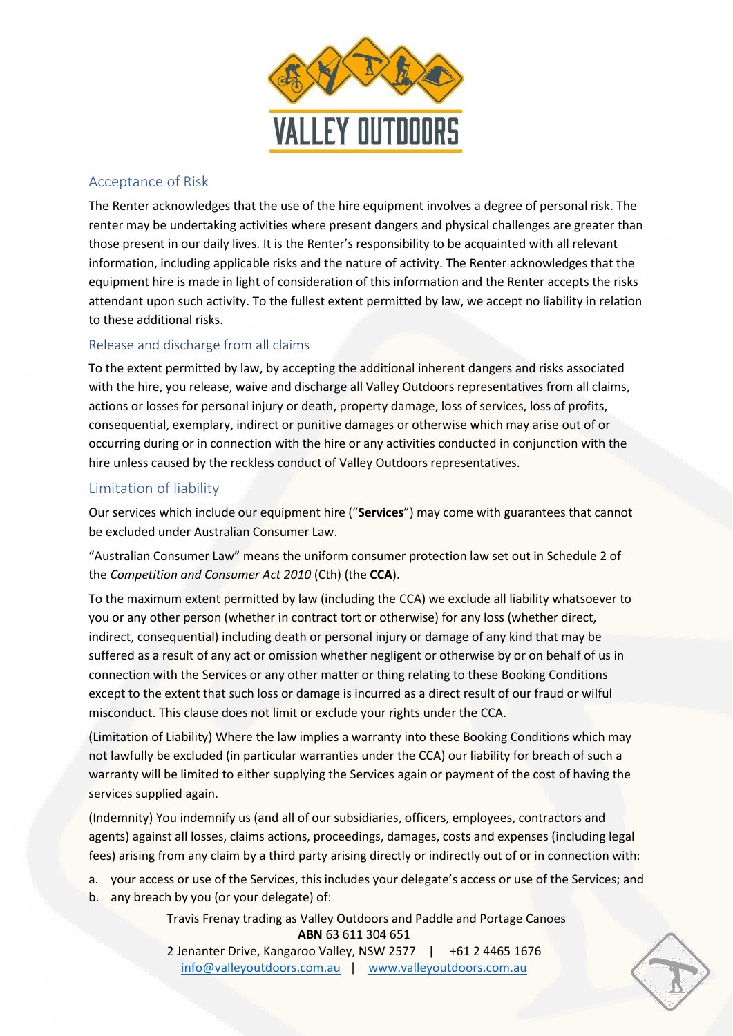## Acceptance of Risk

The Renter acknowledges that the use of the hire equipment involves a degree of personal risk. The renter may be undertaking activities where present dangers and physical challenges are greater than those present in our daily lives. It is the Renter's responsibility to be acquainted with all relevant information, including applicable risks and the nature of activity. The Renter acknowledges that the equipment hire is made in light of consideration of this information and the Renter accepts the risks attendant upon such activity. To the fullest extent permitted by law, we accept no liability in relation to these additional risks.

### Release and discharge from all claims

To the extent permitted by law, by accepting the additional inherent dangers and risks associated with the hire, you release, waive and discharge all Valley Outdoors representatives from all claims, actions or losses for personal injury or death, property damage, loss of services, loss of profits, consequential, exemplary, indirect or punitive damages or otherwise which may arise out of or occurring during or in connection with the hire or any activities conducted in conjunction with the hire unless caused by the reckless conduct of Valley Outdoors representatives.

## Limitation of liability

Our services which include our equipment hire ("**Services**") may come with guarantees that cannot be excluded under Australian Consumer Law.

"Australian Consumer Law" means the uniform consumer protection law set out in Schedule 2 of the *Competition and Consumer Act 2010* (Cth) (the **CCA**).

To the maximum extent permitted by law (including the CCA) we exclude all liability whatsoever to you or any other person (whether in contract tort or otherwise) for any loss (whether direct, indirect, consequential) including death or personal injury or damage of any kind that may be suffered as a result of any act or omission whether negligent or otherwise by or on behalf of us in connection with the Services or any other matter or thing relating to these Booking Conditions except to the extent that such loss or damage is incurred as a direct result of our fraud or wilful misconduct. This clause does not limit or exclude your rights under the CCA.

(Limitation of Liability) Where the law implies a warranty into these Booking Conditions which may not lawfully be excluded (in particular warranties under the CCA) our liability for breach of such a warranty will be limited to either supplying the Services again or payment of the cost of having the services supplied again.

(Indemnity) You indemnify us (and all of our subsidiaries, officers, employees, contractors and agents) against all losses, claims actions, proceedings, damages, costs and expenses (including legal fees) arising from any claim by a third party arising directly or indirectly out of or in connection with:

a. your access or use of the Services, this includes your delegate's access or use of the Services; and
b. any breach by you (or your delegate) of: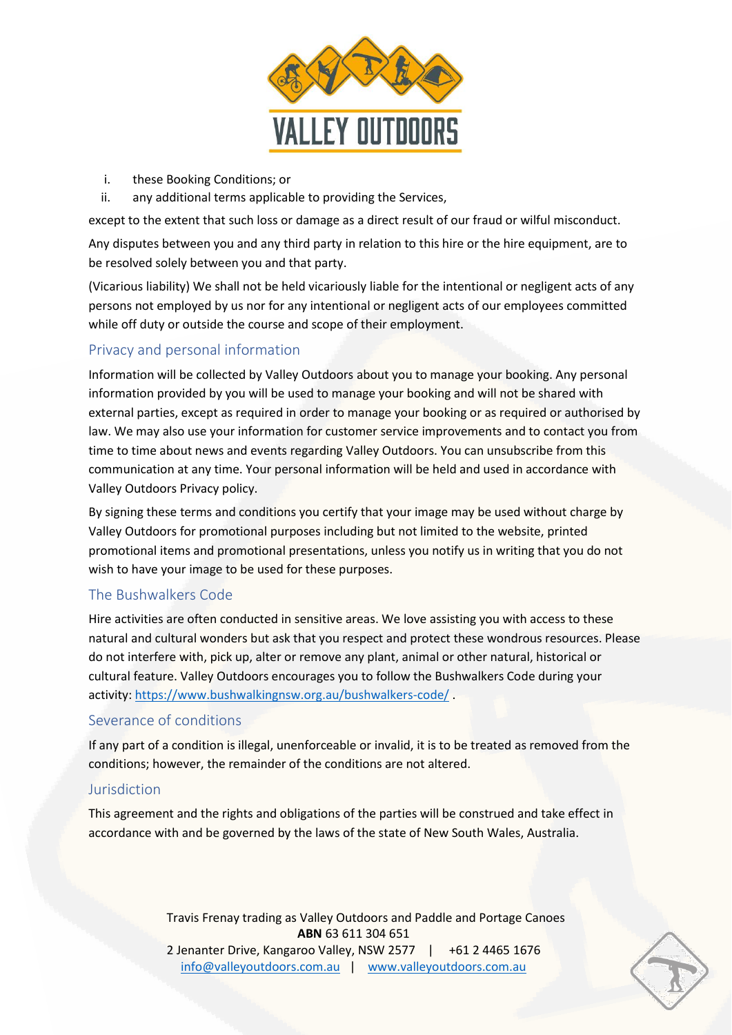i. these Booking Conditions; or
ii. any additional terms applicable to providing the Services,

except to the extent that such loss or damage as a direct result of our fraud or wilful misconduct.

Any disputes between you and any third party in relation to this hire or the hire equipment, are to be resolved solely between you and that party.

(Vicarious liability) We shall not be held vicariously liable for the intentional or negligent acts of any persons not employed by us nor for any intentional or negligent acts of our employees committed while off duty or outside the course and scope of their employment.

## Privacy and personal information

Information will be collected by Valley Outdoors about you to manage your booking. Any personal information provided by you will be used to manage your booking and will not be shared with external parties, except as required in order to manage your booking or as required or authorised by law. We may also use your information for customer service improvements and to contact you from time to time about news and events regarding Valley Outdoors. You can unsubscribe from this communication at any time. Your personal information will be held and used in accordance with Valley Outdoors Privacy policy.

By signing these terms and conditions you certify that your image may be used without charge by Valley Outdoors for promotional purposes including but not limited to the website, printed promotional items and promotional presentations, unless you notify us in writing that you do not wish to have your image to be used for these purposes.

## The Bushwalkers Code

Hire activities are often conducted in sensitive areas. We love assisting you with access to these natural and cultural wonders but ask that you respect and protect these wondrous resources. Please do not interfere with, pick up, alter or remove any plant, animal or other natural, historical or cultural feature. Valley Outdoors encourages you to follow the Bushwalkers Code during your activity: https://www.bushwalkingnsw.org.au/bushwalkers-code/ .

## Severance of conditions

If any part of a condition is illegal, unenforceable or invalid, it is to be treated as removed from the conditions; however, the remainder of the conditions are not altered.

## Jurisdiction

This agreement and the rights and obligations of the parties will be construed and take effect in accordance with and be governed by the laws of the state of New South Wales, Australia.